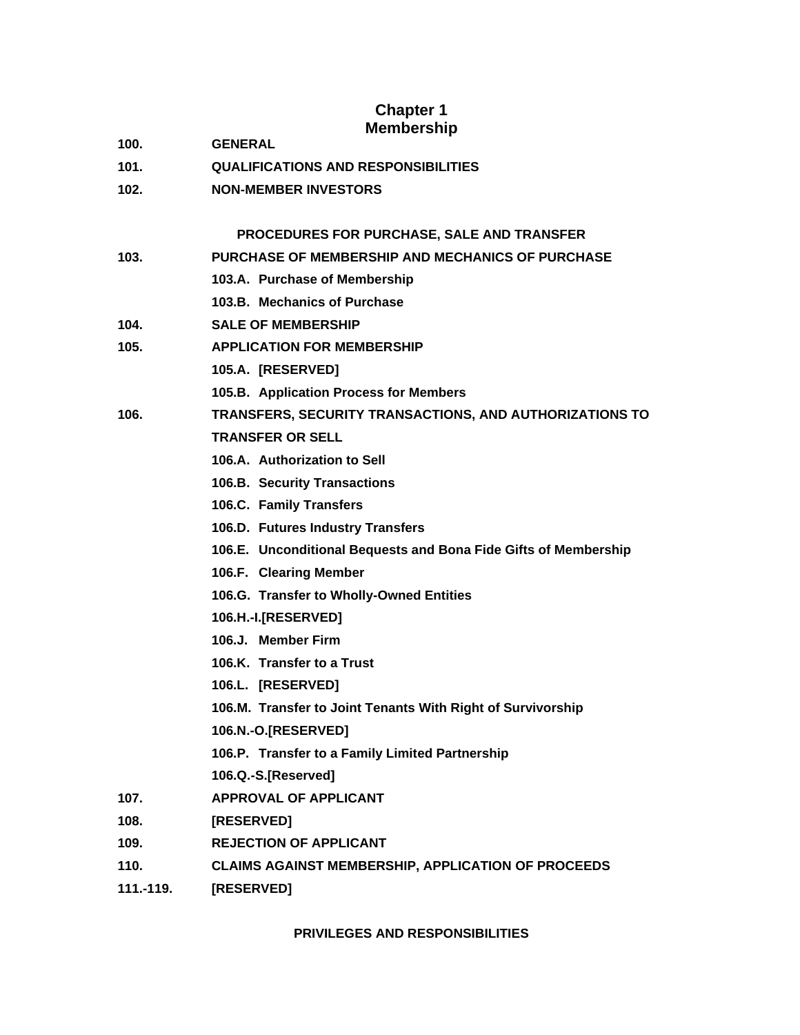# Chapter 1
# Membership

**100.** **GENERAL**

**101.** **QUALIFICATIONS AND RESPONSIBILITIES**

**102.** **NON-MEMBER INVESTORS**

## PROCEDURES FOR PURCHASE, SALE AND TRANSFER

**103.** **PURCHASE OF MEMBERSHIP AND MECHANICS OF PURCHASE**

- **103.A. Purchase of Membership**
- **103.B. Mechanics of Purchase**

**104.** **SALE OF MEMBERSHIP**

**105.** **APPLICATION FOR MEMBERSHIP**

- **105.A. [RESERVED]**
- **105.B. Application Process for Members**

**106.** **TRANSFERS, SECURITY TRANSACTIONS, AND AUTHORIZATIONS TO TRANSFER OR SELL**

- **106.A. Authorization to Sell**
- **106.B. Security Transactions**
- **106.C. Family Transfers**
- **106.D. Futures Industry Transfers**
- **106.E. Unconditional Bequests and Bona Fide Gifts of Membership**
- **106.F. Clearing Member**
- **106.G. Transfer to Wholly-Owned Entities**
- **106.H.-I.[RESERVED]**
- **106.J. Member Firm**
- **106.K. Transfer to a Trust**
- **106.L. [RESERVED]**
- **106.M. Transfer to Joint Tenants With Right of Survivorship**
- **106.N.-O.[RESERVED]**
- **106.P. Transfer to a Family Limited Partnership**
- **106.Q.-S.[Reserved]**

**107.** **APPROVAL OF APPLICANT**

**108.** **[RESERVED]**

**109.** **REJECTION OF APPLICANT**

**110.** **CLAIMS AGAINST MEMBERSHIP, APPLICATION OF PROCEEDS**

**111.-119.** **[RESERVED]**

## PRIVILEGES AND RESPONSIBILITIES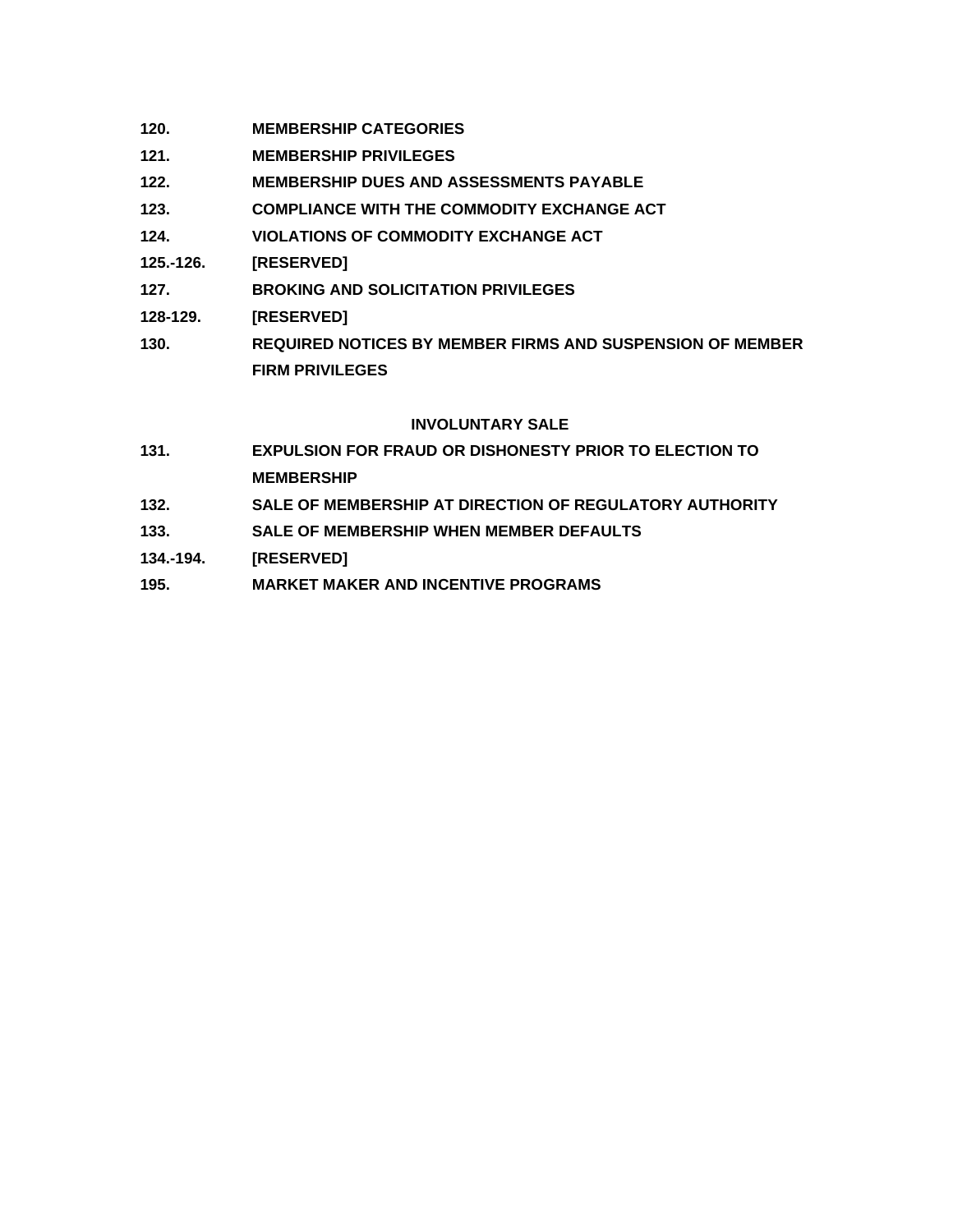**120.** **MEMBERSHIP CATEGORIES**

**121.** **MEMBERSHIP PRIVILEGES**

**122.** **MEMBERSHIP DUES AND ASSESSMENTS PAYABLE**

**123.** **COMPLIANCE WITH THE COMMODITY EXCHANGE ACT**

**124.** **VIOLATIONS OF COMMODITY EXCHANGE ACT**

**125.-126.** **[RESERVED]**

**127.** **BROKING AND SOLICITATION PRIVILEGES**

**128-129.** **[RESERVED]**

**130.** **REQUIRED NOTICES BY MEMBER FIRMS AND SUSPENSION OF MEMBER FIRM PRIVILEGES**

**INVOLUNTARY SALE**

**131.** **EXPULSION FOR FRAUD OR DISHONESTY PRIOR TO ELECTION TO MEMBERSHIP**

**132.** **SALE OF MEMBERSHIP AT DIRECTION OF REGULATORY AUTHORITY**

**133.** **SALE OF MEMBERSHIP WHEN MEMBER DEFAULTS**

**134.-194.** **[RESERVED]**

**195.** **MARKET MAKER AND INCENTIVE PROGRAMS**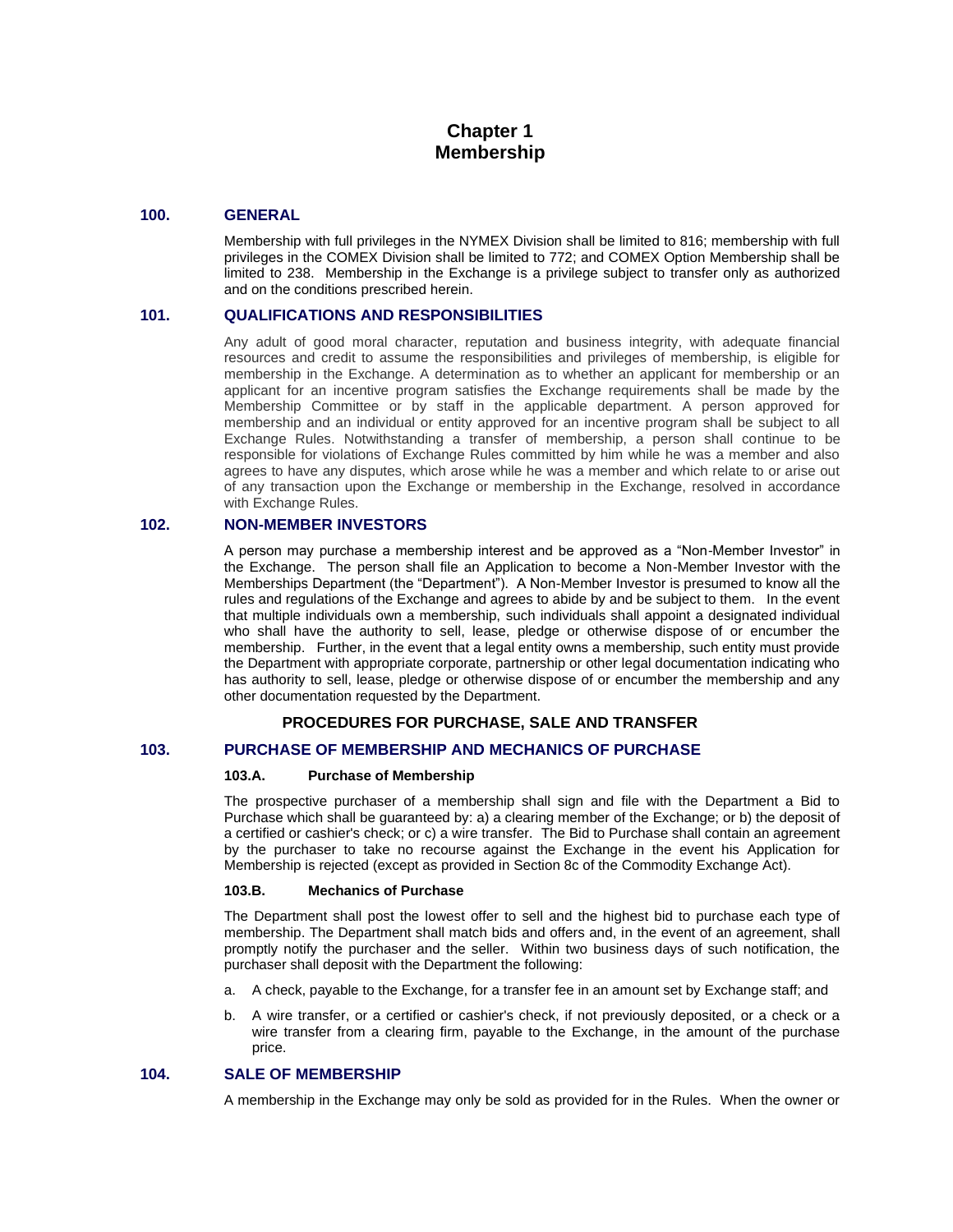# Chapter 1
# Membership

## 100. GENERAL

Membership with full privileges in the NYMEX Division shall be limited to 816; membership with full privileges in the COMEX Division shall be limited to 772; and COMEX Option Membership shall be limited to 238. Membership in the Exchange is a privilege subject to transfer only as authorized and on the conditions prescribed herein.

## 101. QUALIFICATIONS AND RESPONSIBILITIES

Any adult of good moral character, reputation and business integrity, with adequate financial resources and credit to assume the responsibilities and privileges of membership, is eligible for membership in the Exchange. A determination as to whether an applicant for membership or an applicant for an incentive program satisfies the Exchange requirements shall be made by the Membership Committee or by staff in the applicable department. A person approved for membership and an individual or entity approved for an incentive program shall be subject to all Exchange Rules. Notwithstanding a transfer of membership, a person shall continue to be responsible for violations of Exchange Rules committed by him while he was a member and also agrees to have any disputes, which arose while he was a member and which relate to or arise out of any transaction upon the Exchange or membership in the Exchange, resolved in accordance with Exchange Rules.

## 102. NON-MEMBER INVESTORS

A person may purchase a membership interest and be approved as a "Non-Member Investor" in the Exchange. The person shall file an Application to become a Non-Member Investor with the Memberships Department (the "Department"). A Non-Member Investor is presumed to know all the rules and regulations of the Exchange and agrees to abide by and be subject to them. In the event that multiple individuals own a membership, such individuals shall appoint a designated individual who shall have the authority to sell, lease, pledge or otherwise dispose of or encumber the membership. Further, in the event that a legal entity owns a membership, such entity must provide the Department with appropriate corporate, partnership or other legal documentation indicating who has authority to sell, lease, pledge or otherwise dispose of or encumber the membership and any other documentation requested by the Department.

### PROCEDURES FOR PURCHASE, SALE AND TRANSFER

## 103. PURCHASE OF MEMBERSHIP AND MECHANICS OF PURCHASE

### 103.A. Purchase of Membership

The prospective purchaser of a membership shall sign and file with the Department a Bid to Purchase which shall be guaranteed by: a) a clearing member of the Exchange; or b) the deposit of a certified or cashier's check; or c) a wire transfer. The Bid to Purchase shall contain an agreement by the purchaser to take no recourse against the Exchange in the event his Application for Membership is rejected (except as provided in Section 8c of the Commodity Exchange Act).

### 103.B. Mechanics of Purchase

The Department shall post the lowest offer to sell and the highest bid to purchase each type of membership. The Department shall match bids and offers and, in the event of an agreement, shall promptly notify the purchaser and the seller. Within two business days of such notification, the purchaser shall deposit with the Department the following:

a. A check, payable to the Exchange, for a transfer fee in an amount set by Exchange staff; and

b. A wire transfer, or a certified or cashier's check, if not previously deposited, or a check or a wire transfer from a clearing firm, payable to the Exchange, in the amount of the purchase price.

## 104. SALE OF MEMBERSHIP

A membership in the Exchange may only be sold as provided for in the Rules. When the owner or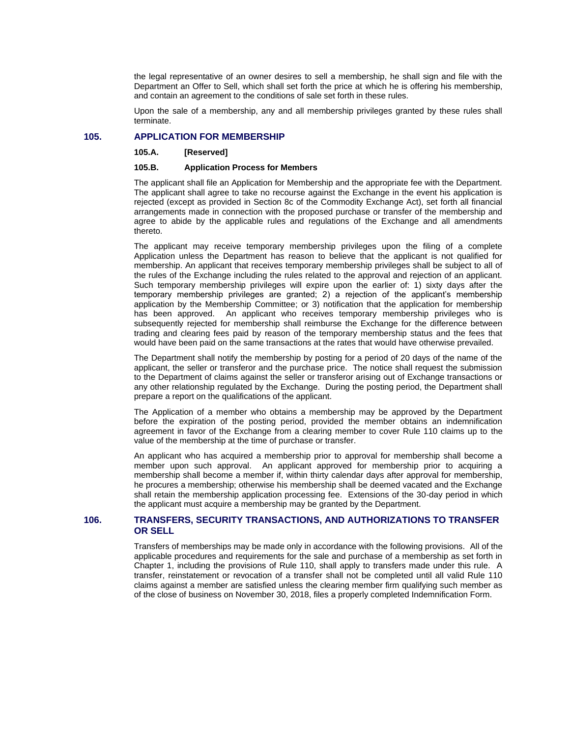the legal representative of an owner desires to sell a membership, he shall sign and file with the Department an Offer to Sell, which shall set forth the price at which he is offering his membership, and contain an agreement to the conditions of sale set forth in these rules.

Upon the sale of a membership, any and all membership privileges granted by these rules shall terminate.

## 105. APPLICATION FOR MEMBERSHIP

### 105.A. [Reserved]

### 105.B. Application Process for Members

The applicant shall file an Application for Membership and the appropriate fee with the Department. The applicant shall agree to take no recourse against the Exchange in the event his application is rejected (except as provided in Section 8c of the Commodity Exchange Act), set forth all financial arrangements made in connection with the proposed purchase or transfer of the membership and agree to abide by the applicable rules and regulations of the Exchange and all amendments thereto.

The applicant may receive temporary membership privileges upon the filing of a complete Application unless the Department has reason to believe that the applicant is not qualified for membership. An applicant that receives temporary membership privileges shall be subject to all of the rules of the Exchange including the rules related to the approval and rejection of an applicant. Such temporary membership privileges will expire upon the earlier of: 1) sixty days after the temporary membership privileges are granted; 2) a rejection of the applicant's membership application by the Membership Committee; or 3) notification that the application for membership has been approved. An applicant who receives temporary membership privileges who is subsequently rejected for membership shall reimburse the Exchange for the difference between trading and clearing fees paid by reason of the temporary membership status and the fees that would have been paid on the same transactions at the rates that would have otherwise prevailed.

The Department shall notify the membership by posting for a period of 20 days of the name of the applicant, the seller or transferor and the purchase price. The notice shall request the submission to the Department of claims against the seller or transferor arising out of Exchange transactions or any other relationship regulated by the Exchange. During the posting period, the Department shall prepare a report on the qualifications of the applicant.

The Application of a member who obtains a membership may be approved by the Department before the expiration of the posting period, provided the member obtains an indemnification agreement in favor of the Exchange from a clearing member to cover Rule 110 claims up to the value of the membership at the time of purchase or transfer.

An applicant who has acquired a membership prior to approval for membership shall become a member upon such approval. An applicant approved for membership prior to acquiring a membership shall become a member if, within thirty calendar days after approval for membership, he procures a membership; otherwise his membership shall be deemed vacated and the Exchange shall retain the membership application processing fee. Extensions of the 30-day period in which the applicant must acquire a membership may be granted by the Department.

## 106. TRANSFERS, SECURITY TRANSACTIONS, AND AUTHORIZATIONS TO TRANSFER OR SELL

Transfers of memberships may be made only in accordance with the following provisions. All of the applicable procedures and requirements for the sale and purchase of a membership as set forth in Chapter 1, including the provisions of Rule 110, shall apply to transfers made under this rule. A transfer, reinstatement or revocation of a transfer shall not be completed until all valid Rule 110 claims against a member are satisfied unless the clearing member firm qualifying such member as of the close of business on November 30, 2018, files a properly completed Indemnification Form.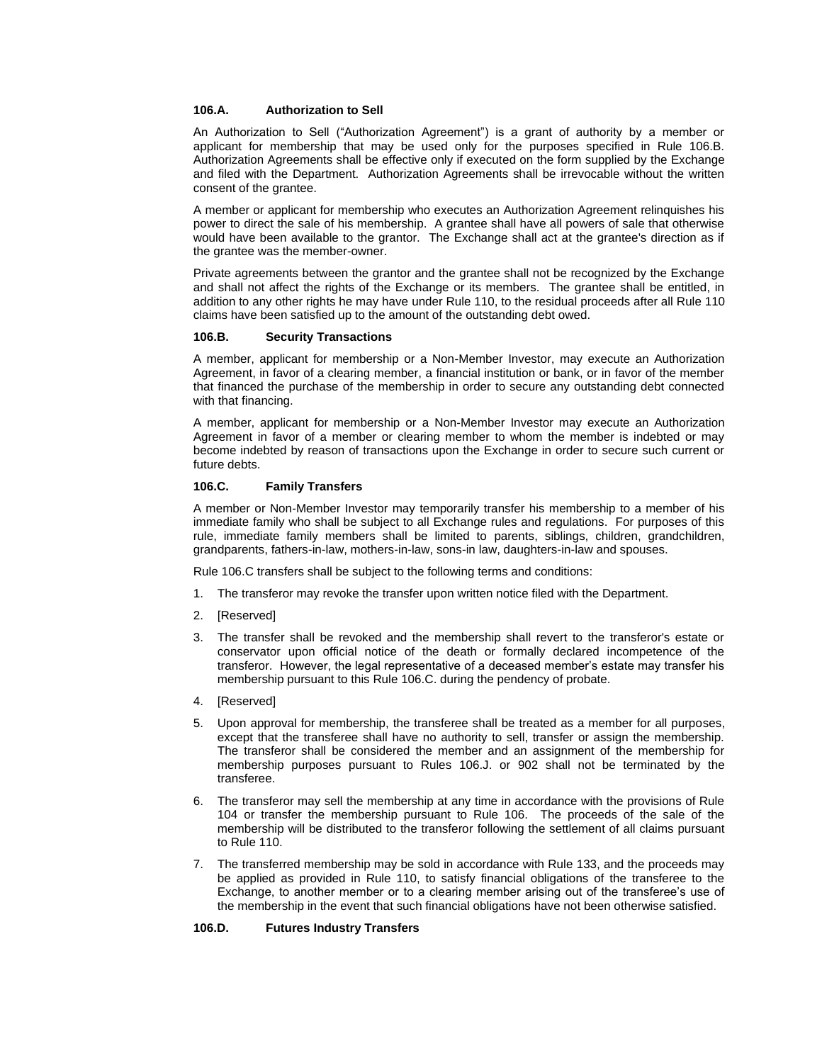### 106.A. Authorization to Sell

An Authorization to Sell ("Authorization Agreement") is a grant of authority by a member or applicant for membership that may be used only for the purposes specified in Rule 106.B. Authorization Agreements shall be effective only if executed on the form supplied by the Exchange and filed with the Department. Authorization Agreements shall be irrevocable without the written consent of the grantee.

A member or applicant for membership who executes an Authorization Agreement relinquishes his power to direct the sale of his membership. A grantee shall have all powers of sale that otherwise would have been available to the grantor. The Exchange shall act at the grantee's direction as if the grantee was the member-owner.

Private agreements between the grantor and the grantee shall not be recognized by the Exchange and shall not affect the rights of the Exchange or its members. The grantee shall be entitled, in addition to any other rights he may have under Rule 110, to the residual proceeds after all Rule 110 claims have been satisfied up to the amount of the outstanding debt owed.

### 106.B. Security Transactions

A member, applicant for membership or a Non-Member Investor, may execute an Authorization Agreement, in favor of a clearing member, a financial institution or bank, or in favor of the member that financed the purchase of the membership in order to secure any outstanding debt connected with that financing.

A member, applicant for membership or a Non-Member Investor may execute an Authorization Agreement in favor of a member or clearing member to whom the member is indebted or may become indebted by reason of transactions upon the Exchange in order to secure such current or future debts.

### 106.C. Family Transfers

A member or Non-Member Investor may temporarily transfer his membership to a member of his immediate family who shall be subject to all Exchange rules and regulations. For purposes of this rule, immediate family members shall be limited to parents, siblings, children, grandchildren, grandparents, fathers-in-law, mothers-in-law, sons-in law, daughters-in-law and spouses.

Rule 106.C transfers shall be subject to the following terms and conditions:

1. The transferor may revoke the transfer upon written notice filed with the Department.
2. [Reserved]
3. The transfer shall be revoked and the membership shall revert to the transferor's estate or conservator upon official notice of the death or formally declared incompetence of the transferor. However, the legal representative of a deceased member's estate may transfer his membership pursuant to this Rule 106.C. during the pendency of probate.
4. [Reserved]
5. Upon approval for membership, the transferee shall be treated as a member for all purposes, except that the transferee shall have no authority to sell, transfer or assign the membership. The transferor shall be considered the member and an assignment of the membership for membership purposes pursuant to Rules 106.J. or 902 shall not be terminated by the transferee.
6. The transferor may sell the membership at any time in accordance with the provisions of Rule 104 or transfer the membership pursuant to Rule 106. The proceeds of the sale of the membership will be distributed to the transferor following the settlement of all claims pursuant to Rule 110.
7. The transferred membership may be sold in accordance with Rule 133, and the proceeds may be applied as provided in Rule 110, to satisfy financial obligations of the transferee to the Exchange, to another member or to a clearing member arising out of the transferee's use of the membership in the event that such financial obligations have not been otherwise satisfied.

### 106.D. Futures Industry Transfers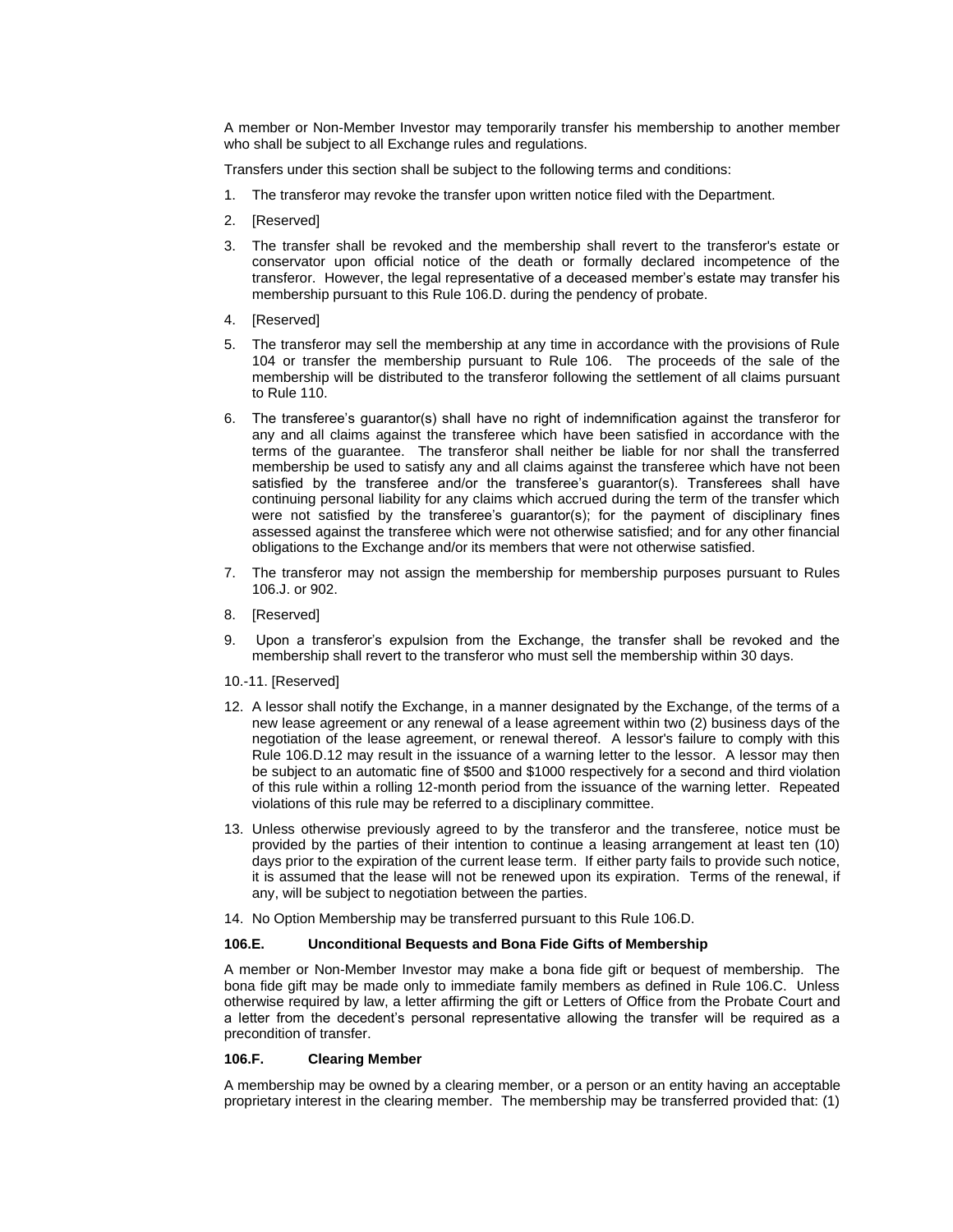A member or Non-Member Investor may temporarily transfer his membership to another member who shall be subject to all Exchange rules and regulations.

Transfers under this section shall be subject to the following terms and conditions:

1. The transferor may revoke the transfer upon written notice filed with the Department.
2. [Reserved]
3. The transfer shall be revoked and the membership shall revert to the transferor's estate or conservator upon official notice of the death or formally declared incompetence of the transferor. However, the legal representative of a deceased member's estate may transfer his membership pursuant to this Rule 106.D. during the pendency of probate.
4. [Reserved]
5. The transferor may sell the membership at any time in accordance with the provisions of Rule 104 or transfer the membership pursuant to Rule 106. The proceeds of the sale of the membership will be distributed to the transferor following the settlement of all claims pursuant to Rule 110.
6. The transferee's guarantor(s) shall have no right of indemnification against the transferor for any and all claims against the transferee which have been satisfied in accordance with the terms of the guarantee. The transferor shall neither be liable for nor shall the transferred membership be used to satisfy any and all claims against the transferee which have not been satisfied by the transferee and/or the transferee's guarantor(s). Transferees shall have continuing personal liability for any claims which accrued during the term of the transfer which were not satisfied by the transferee's guarantor(s); for the payment of disciplinary fines assessed against the transferee which were not otherwise satisfied; and for any other financial obligations to the Exchange and/or its members that were not otherwise satisfied.
7. The transferor may not assign the membership for membership purposes pursuant to Rules 106.J. or 902.
8. [Reserved]
9. Upon a transferor's expulsion from the Exchange, the transfer shall be revoked and the membership shall revert to the transferor who must sell the membership within 30 days.

10.-11. [Reserved]

12. A lessor shall notify the Exchange, in a manner designated by the Exchange, of the terms of a new lease agreement or any renewal of a lease agreement within two (2) business days of the negotiation of the lease agreement, or renewal thereof. A lessor's failure to comply with this Rule 106.D.12 may result in the issuance of a warning letter to the lessor. A lessor may then be subject to an automatic fine of $500 and $1000 respectively for a second and third violation of this rule within a rolling 12-month period from the issuance of the warning letter. Repeated violations of this rule may be referred to a disciplinary committee.
13. Unless otherwise previously agreed to by the transferor and the transferee, notice must be provided by the parties of their intention to continue a leasing arrangement at least ten (10) days prior to the expiration of the current lease term. If either party fails to provide such notice, it is assumed that the lease will not be renewed upon its expiration. Terms of the renewal, if any, will be subject to negotiation between the parties.
14. No Option Membership may be transferred pursuant to this Rule 106.D.

**106.E. Unconditional Bequests and Bona Fide Gifts of Membership**

A member or Non-Member Investor may make a bona fide gift or bequest of membership. The bona fide gift may be made only to immediate family members as defined in Rule 106.C. Unless otherwise required by law, a letter affirming the gift or Letters of Office from the Probate Court and a letter from the decedent's personal representative allowing the transfer will be required as a precondition of transfer.

**106.F. Clearing Member**

A membership may be owned by a clearing member, or a person or an entity having an acceptable proprietary interest in the clearing member. The membership may be transferred provided that: (1)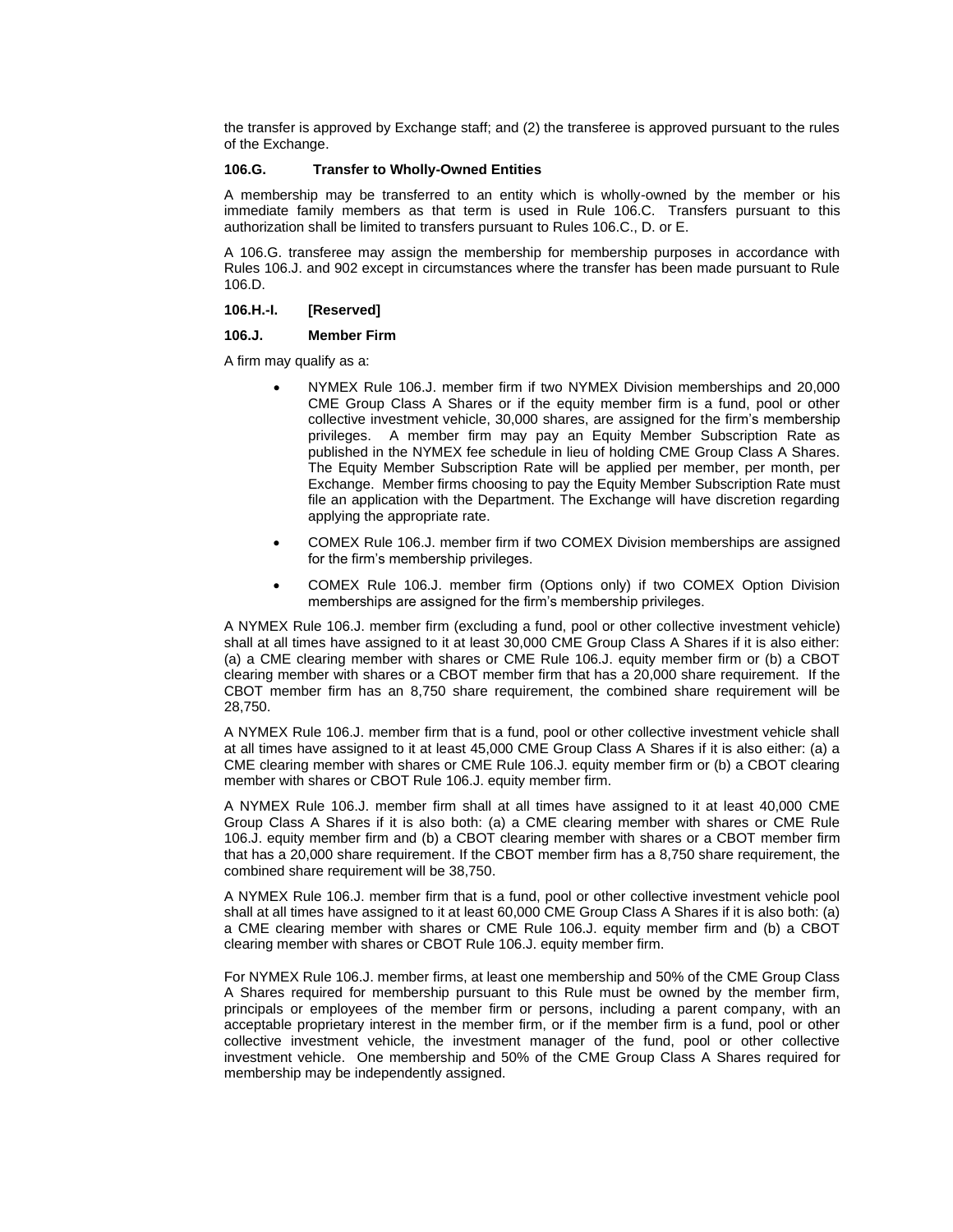the transfer is approved by Exchange staff; and (2) the transferee is approved pursuant to the rules of the Exchange.

**106.G. Transfer to Wholly-Owned Entities**

A membership may be transferred to an entity which is wholly-owned by the member or his immediate family members as that term is used in Rule 106.C. Transfers pursuant to this authorization shall be limited to transfers pursuant to Rules 106.C., D. or E.

A 106.G. transferee may assign the membership for membership purposes in accordance with Rules 106.J. and 902 except in circumstances where the transfer has been made pursuant to Rule 106.D.

**106.H.-I. [Reserved]**

**106.J. Member Firm**

A firm may qualify as a:

- NYMEX Rule 106.J. member firm if two NYMEX Division memberships and 20,000 CME Group Class A Shares or if the equity member firm is a fund, pool or other collective investment vehicle, 30,000 shares, are assigned for the firm's membership privileges. A member firm may pay an Equity Member Subscription Rate as published in the NYMEX fee schedule in lieu of holding CME Group Class A Shares. The Equity Member Subscription Rate will be applied per member, per month, per Exchange. Member firms choosing to pay the Equity Member Subscription Rate must file an application with the Department. The Exchange will have discretion regarding applying the appropriate rate.
- COMEX Rule 106.J. member firm if two COMEX Division memberships are assigned for the firm's membership privileges.
- COMEX Rule 106.J. member firm (Options only) if two COMEX Option Division memberships are assigned for the firm's membership privileges.

A NYMEX Rule 106.J. member firm (excluding a fund, pool or other collective investment vehicle) shall at all times have assigned to it at least 30,000 CME Group Class A Shares if it is also either: (a) a CME clearing member with shares or CME Rule 106.J. equity member firm or (b) a CBOT clearing member with shares or a CBOT member firm that has a 20,000 share requirement. If the CBOT member firm has an 8,750 share requirement, the combined share requirement will be 28,750.

A NYMEX Rule 106.J. member firm that is a fund, pool or other collective investment vehicle shall at all times have assigned to it at least 45,000 CME Group Class A Shares if it is also either: (a) a CME clearing member with shares or CME Rule 106.J. equity member firm or (b) a CBOT clearing member with shares or CBOT Rule 106.J. equity member firm.

A NYMEX Rule 106.J. member firm shall at all times have assigned to it at least 40,000 CME Group Class A Shares if it is also both: (a) a CME clearing member with shares or CME Rule 106.J. equity member firm and (b) a CBOT clearing member with shares or a CBOT member firm that has a 20,000 share requirement. If the CBOT member firm has a 8,750 share requirement, the combined share requirement will be 38,750.

A NYMEX Rule 106.J. member firm that is a fund, pool or other collective investment vehicle pool shall at all times have assigned to it at least 60,000 CME Group Class A Shares if it is also both: (a) a CME clearing member with shares or CME Rule 106.J. equity member firm and (b) a CBOT clearing member with shares or CBOT Rule 106.J. equity member firm.

For NYMEX Rule 106.J. member firms, at least one membership and 50% of the CME Group Class A Shares required for membership pursuant to this Rule must be owned by the member firm, principals or employees of the member firm or persons, including a parent company, with an acceptable proprietary interest in the member firm, or if the member firm is a fund, pool or other collective investment vehicle, the investment manager of the fund, pool or other collective investment vehicle. One membership and 50% of the CME Group Class A Shares required for membership may be independently assigned.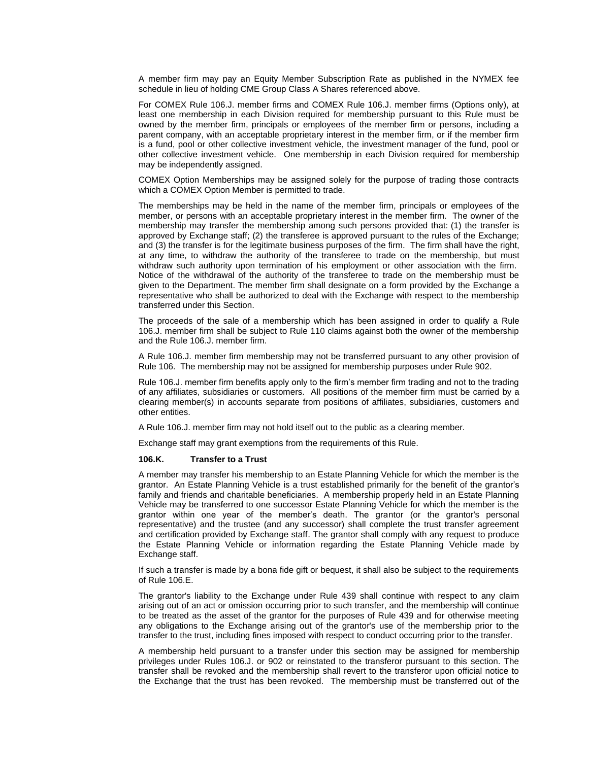A member firm may pay an Equity Member Subscription Rate as published in the NYMEX fee schedule in lieu of holding CME Group Class A Shares referenced above.

For COMEX Rule 106.J. member firms and COMEX Rule 106.J. member firms (Options only), at least one membership in each Division required for membership pursuant to this Rule must be owned by the member firm, principals or employees of the member firm or persons, including a parent company, with an acceptable proprietary interest in the member firm, or if the member firm is a fund, pool or other collective investment vehicle, the investment manager of the fund, pool or other collective investment vehicle. One membership in each Division required for membership may be independently assigned.

COMEX Option Memberships may be assigned solely for the purpose of trading those contracts which a COMEX Option Member is permitted to trade.

The memberships may be held in the name of the member firm, principals or employees of the member, or persons with an acceptable proprietary interest in the member firm. The owner of the membership may transfer the membership among such persons provided that: (1) the transfer is approved by Exchange staff; (2) the transferee is approved pursuant to the rules of the Exchange; and (3) the transfer is for the legitimate business purposes of the firm. The firm shall have the right, at any time, to withdraw the authority of the transferee to trade on the membership, but must withdraw such authority upon termination of his employment or other association with the firm. Notice of the withdrawal of the authority of the transferee to trade on the membership must be given to the Department. The member firm shall designate on a form provided by the Exchange a representative who shall be authorized to deal with the Exchange with respect to the membership transferred under this Section.

The proceeds of the sale of a membership which has been assigned in order to qualify a Rule 106.J. member firm shall be subject to Rule 110 claims against both the owner of the membership and the Rule 106.J. member firm.

A Rule 106.J. member firm membership may not be transferred pursuant to any other provision of Rule 106. The membership may not be assigned for membership purposes under Rule 902.

Rule 106.J. member firm benefits apply only to the firm's member firm trading and not to the trading of any affiliates, subsidiaries or customers. All positions of the member firm must be carried by a clearing member(s) in accounts separate from positions of affiliates, subsidiaries, customers and other entities.

A Rule 106.J. member firm may not hold itself out to the public as a clearing member.

Exchange staff may grant exemptions from the requirements of this Rule.

**106.K. Transfer to a Trust**

A member may transfer his membership to an Estate Planning Vehicle for which the member is the grantor. An Estate Planning Vehicle is a trust established primarily for the benefit of the grantor's family and friends and charitable beneficiaries. A membership properly held in an Estate Planning Vehicle may be transferred to one successor Estate Planning Vehicle for which the member is the grantor within one year of the member's death. The grantor (or the grantor's personal representative) and the trustee (and any successor) shall complete the trust transfer agreement and certification provided by Exchange staff. The grantor shall comply with any request to produce the Estate Planning Vehicle or information regarding the Estate Planning Vehicle made by Exchange staff.

If such a transfer is made by a bona fide gift or bequest, it shall also be subject to the requirements of Rule 106.E.

The grantor's liability to the Exchange under Rule 439 shall continue with respect to any claim arising out of an act or omission occurring prior to such transfer, and the membership will continue to be treated as the asset of the grantor for the purposes of Rule 439 and for otherwise meeting any obligations to the Exchange arising out of the grantor's use of the membership prior to the transfer to the trust, including fines imposed with respect to conduct occurring prior to the transfer.

A membership held pursuant to a transfer under this section may be assigned for membership privileges under Rules 106.J. or 902 or reinstated to the transferor pursuant to this section. The transfer shall be revoked and the membership shall revert to the transferor upon official notice to the Exchange that the trust has been revoked. The membership must be transferred out of the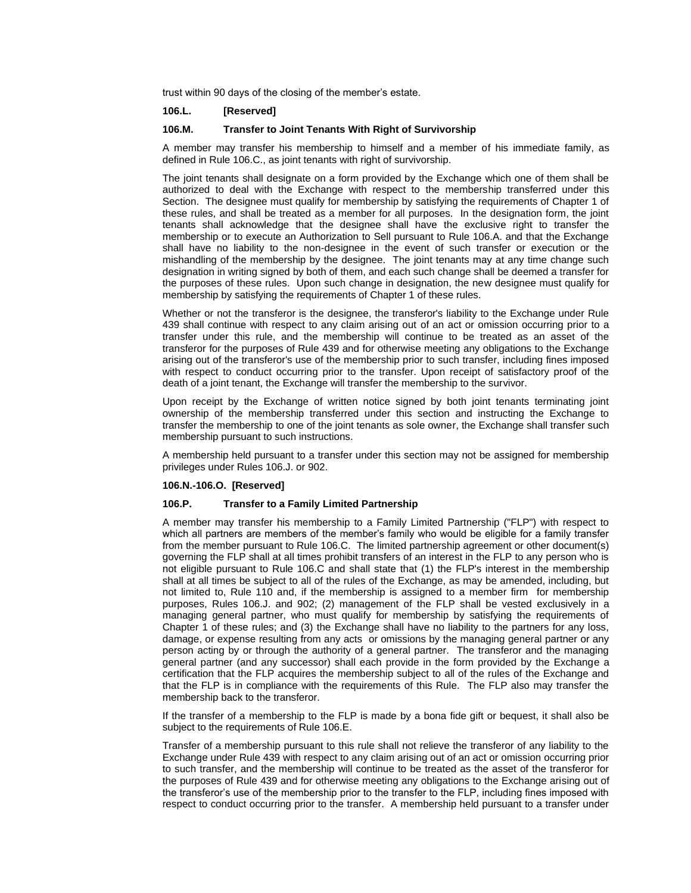trust within 90 days of the closing of the member's estate.

**106.L. [Reserved]**

**106.M. Transfer to Joint Tenants With Right of Survivorship**

A member may transfer his membership to himself and a member of his immediate family, as defined in Rule 106.C., as joint tenants with right of survivorship.

The joint tenants shall designate on a form provided by the Exchange which one of them shall be authorized to deal with the Exchange with respect to the membership transferred under this Section. The designee must qualify for membership by satisfying the requirements of Chapter 1 of these rules, and shall be treated as a member for all purposes. In the designation form, the joint tenants shall acknowledge that the designee shall have the exclusive right to transfer the membership or to execute an Authorization to Sell pursuant to Rule 106.A. and that the Exchange shall have no liability to the non-designee in the event of such transfer or execution or the mishandling of the membership by the designee. The joint tenants may at any time change such designation in writing signed by both of them, and each such change shall be deemed a transfer for the purposes of these rules. Upon such change in designation, the new designee must qualify for membership by satisfying the requirements of Chapter 1 of these rules.

Whether or not the transferor is the designee, the transferor's liability to the Exchange under Rule 439 shall continue with respect to any claim arising out of an act or omission occurring prior to a transfer under this rule, and the membership will continue to be treated as an asset of the transferor for the purposes of Rule 439 and for otherwise meeting any obligations to the Exchange arising out of the transferor's use of the membership prior to such transfer, including fines imposed with respect to conduct occurring prior to the transfer. Upon receipt of satisfactory proof of the death of a joint tenant, the Exchange will transfer the membership to the survivor.

Upon receipt by the Exchange of written notice signed by both joint tenants terminating joint ownership of the membership transferred under this section and instructing the Exchange to transfer the membership to one of the joint tenants as sole owner, the Exchange shall transfer such membership pursuant to such instructions.

A membership held pursuant to a transfer under this section may not be assigned for membership privileges under Rules 106.J. or 902.

**106.N.-106.O. [Reserved]**

**106.P. Transfer to a Family Limited Partnership**

A member may transfer his membership to a Family Limited Partnership ("FLP") with respect to which all partners are members of the member's family who would be eligible for a family transfer from the member pursuant to Rule 106.C. The limited partnership agreement or other document(s) governing the FLP shall at all times prohibit transfers of an interest in the FLP to any person who is not eligible pursuant to Rule 106.C and shall state that (1) the FLP's interest in the membership shall at all times be subject to all of the rules of the Exchange, as may be amended, including, but not limited to, Rule 110 and, if the membership is assigned to a member firm for membership purposes, Rules 106.J. and 902; (2) management of the FLP shall be vested exclusively in a managing general partner, who must qualify for membership by satisfying the requirements of Chapter 1 of these rules; and (3) the Exchange shall have no liability to the partners for any loss, damage, or expense resulting from any acts or omissions by the managing general partner or any person acting by or through the authority of a general partner. The transferor and the managing general partner (and any successor) shall each provide in the form provided by the Exchange a certification that the FLP acquires the membership subject to all of the rules of the Exchange and that the FLP is in compliance with the requirements of this Rule. The FLP also may transfer the membership back to the transferor.

If the transfer of a membership to the FLP is made by a bona fide gift or bequest, it shall also be subject to the requirements of Rule 106.E.

Transfer of a membership pursuant to this rule shall not relieve the transferor of any liability to the Exchange under Rule 439 with respect to any claim arising out of an act or omission occurring prior to such transfer, and the membership will continue to be treated as the asset of the transferor for the purposes of Rule 439 and for otherwise meeting any obligations to the Exchange arising out of the transferor's use of the membership prior to the transfer to the FLP, including fines imposed with respect to conduct occurring prior to the transfer. A membership held pursuant to a transfer under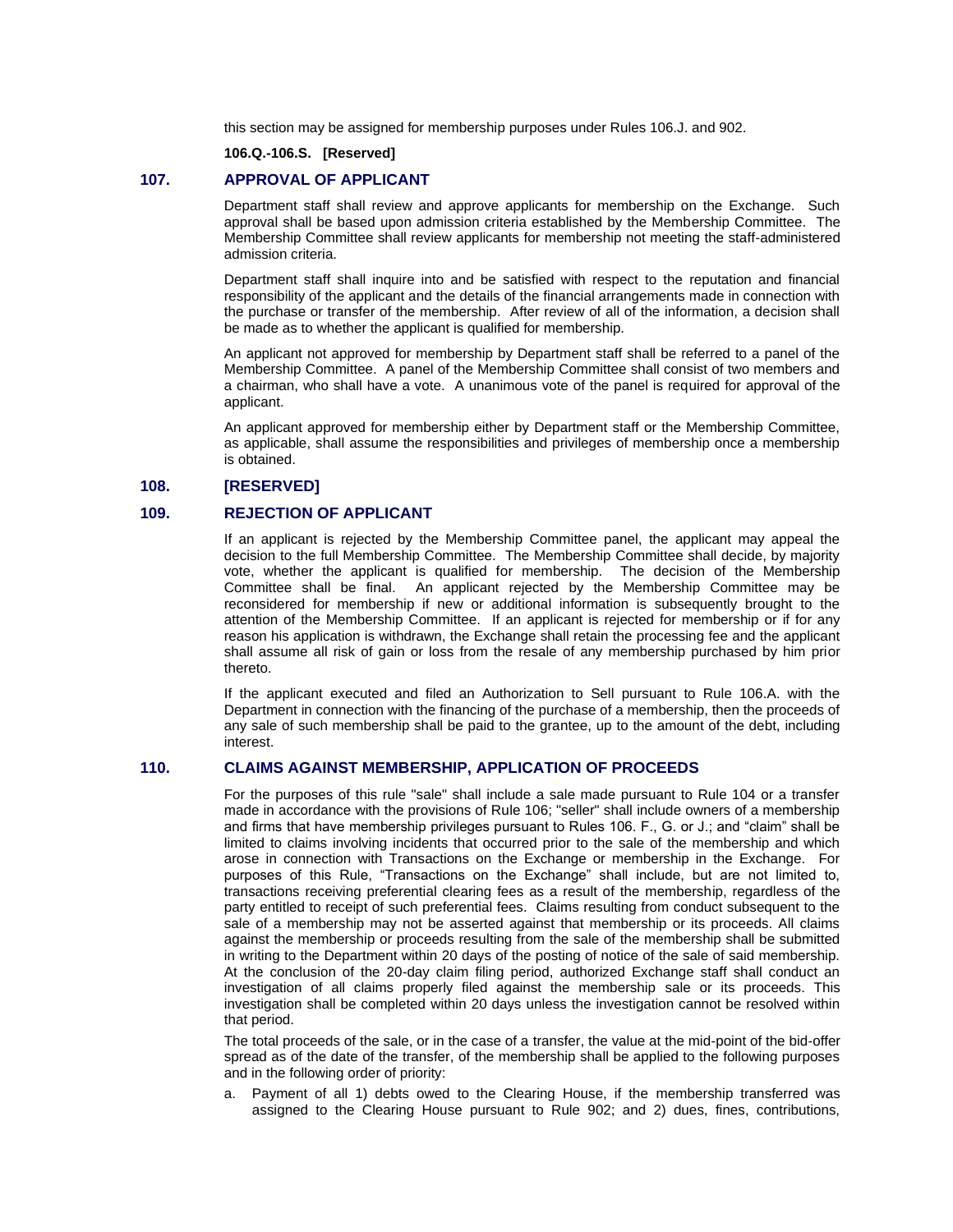this section may be assigned for membership purposes under Rules 106.J. and 902.

**106.Q.-106.S. [Reserved]**

## 107. APPROVAL OF APPLICANT

Department staff shall review and approve applicants for membership on the Exchange. Such approval shall be based upon admission criteria established by the Membership Committee. The Membership Committee shall review applicants for membership not meeting the staff-administered admission criteria.

Department staff shall inquire into and be satisfied with respect to the reputation and financial responsibility of the applicant and the details of the financial arrangements made in connection with the purchase or transfer of the membership. After review of all of the information, a decision shall be made as to whether the applicant is qualified for membership.

An applicant not approved for membership by Department staff shall be referred to a panel of the Membership Committee. A panel of the Membership Committee shall consist of two members and a chairman, who shall have a vote. A unanimous vote of the panel is required for approval of the applicant.

An applicant approved for membership either by Department staff or the Membership Committee, as applicable, shall assume the responsibilities and privileges of membership once a membership is obtained.

## 108. [RESERVED]

## 109. REJECTION OF APPLICANT

If an applicant is rejected by the Membership Committee panel, the applicant may appeal the decision to the full Membership Committee. The Membership Committee shall decide, by majority vote, whether the applicant is qualified for membership. The decision of the Membership Committee shall be final. An applicant rejected by the Membership Committee may be reconsidered for membership if new or additional information is subsequently brought to the attention of the Membership Committee. If an applicant is rejected for membership or if for any reason his application is withdrawn, the Exchange shall retain the processing fee and the applicant shall assume all risk of gain or loss from the resale of any membership purchased by him prior thereto.

If the applicant executed and filed an Authorization to Sell pursuant to Rule 106.A. with the Department in connection with the financing of the purchase of a membership, then the proceeds of any sale of such membership shall be paid to the grantee, up to the amount of the debt, including interest.

## 110. CLAIMS AGAINST MEMBERSHIP, APPLICATION OF PROCEEDS

For the purposes of this rule "sale" shall include a sale made pursuant to Rule 104 or a transfer made in accordance with the provisions of Rule 106; "seller" shall include owners of a membership and firms that have membership privileges pursuant to Rules 106. F., G. or J.; and "claim" shall be limited to claims involving incidents that occurred prior to the sale of the membership and which arose in connection with Transactions on the Exchange or membership in the Exchange. For purposes of this Rule, "Transactions on the Exchange" shall include, but are not limited to, transactions receiving preferential clearing fees as a result of the membership, regardless of the party entitled to receipt of such preferential fees. Claims resulting from conduct subsequent to the sale of a membership may not be asserted against that membership or its proceeds. All claims against the membership or proceeds resulting from the sale of the membership shall be submitted in writing to the Department within 20 days of the posting of notice of the sale of said membership. At the conclusion of the 20-day claim filing period, authorized Exchange staff shall conduct an investigation of all claims properly filed against the membership sale or its proceeds. This investigation shall be completed within 20 days unless the investigation cannot be resolved within that period.

The total proceeds of the sale, or in the case of a transfer, the value at the mid-point of the bid-offer spread as of the date of the transfer, of the membership shall be applied to the following purposes and in the following order of priority:

a. Payment of all 1) debts owed to the Clearing House, if the membership transferred was assigned to the Clearing House pursuant to Rule 902; and 2) dues, fines, contributions,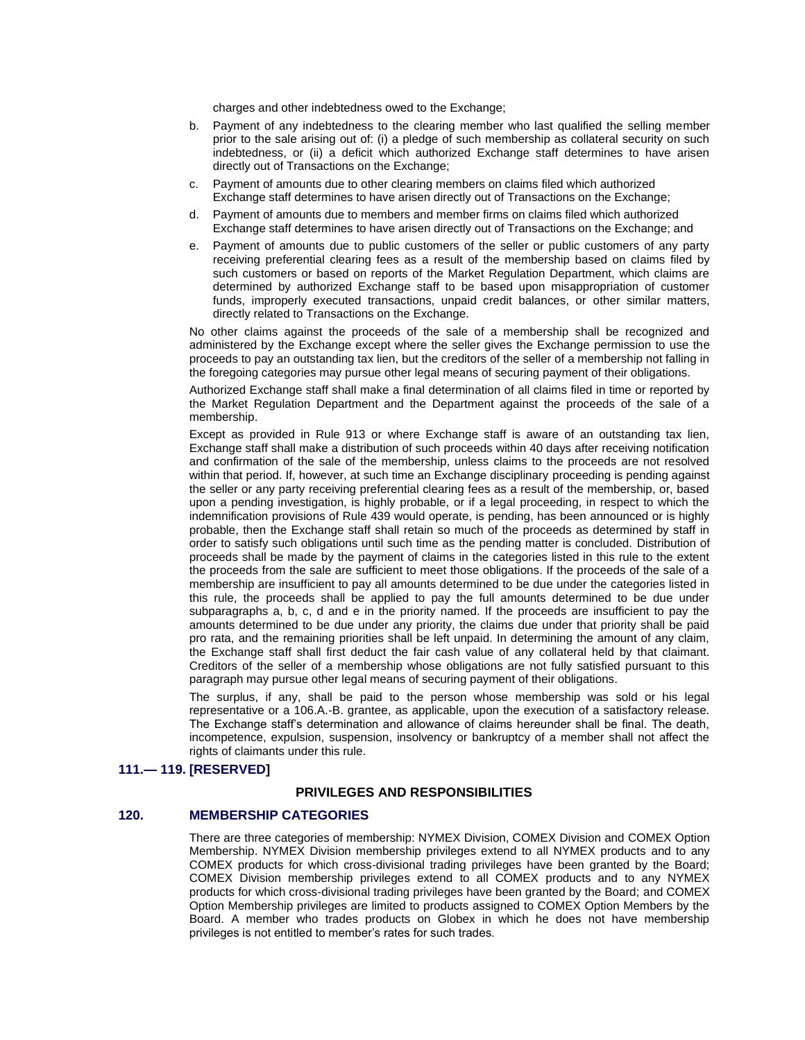charges and other indebtedness owed to the Exchange;

b. Payment of any indebtedness to the clearing member who last qualified the selling member prior to the sale arising out of: (i) a pledge of such membership as collateral security on such indebtedness, or (ii) a deficit which authorized Exchange staff determines to have arisen directly out of Transactions on the Exchange;

c. Payment of amounts due to other clearing members on claims filed which authorized Exchange staff determines to have arisen directly out of Transactions on the Exchange;

d. Payment of amounts due to members and member firms on claims filed which authorized Exchange staff determines to have arisen directly out of Transactions on the Exchange; and

e. Payment of amounts due to public customers of the seller or public customers of any party receiving preferential clearing fees as a result of the membership based on claims filed by such customers or based on reports of the Market Regulation Department, which claims are determined by authorized Exchange staff to be based upon misappropriation of customer funds, improperly executed transactions, unpaid credit balances, or other similar matters, directly related to Transactions on the Exchange.

No other claims against the proceeds of the sale of a membership shall be recognized and administered by the Exchange except where the seller gives the Exchange permission to use the proceeds to pay an outstanding tax lien, but the creditors of the seller of a membership not falling in the foregoing categories may pursue other legal means of securing payment of their obligations.

Authorized Exchange staff shall make a final determination of all claims filed in time or reported by the Market Regulation Department and the Department against the proceeds of the sale of a membership.

Except as provided in Rule 913 or where Exchange staff is aware of an outstanding tax lien, Exchange staff shall make a distribution of such proceeds within 40 days after receiving notification and confirmation of the sale of the membership, unless claims to the proceeds are not resolved within that period. If, however, at such time an Exchange disciplinary proceeding is pending against the seller or any party receiving preferential clearing fees as a result of the membership, or, based upon a pending investigation, is highly probable, or if a legal proceeding, in respect to which the indemnification provisions of Rule 439 would operate, is pending, has been announced or is highly probable, then the Exchange staff shall retain so much of the proceeds as determined by staff in order to satisfy such obligations until such time as the pending matter is concluded. Distribution of proceeds shall be made by the payment of claims in the categories listed in this rule to the extent the proceeds from the sale are sufficient to meet those obligations. If the proceeds of the sale of a membership are insufficient to pay all amounts determined to be due under the categories listed in this rule, the proceeds shall be applied to pay the full amounts determined to be due under subparagraphs a, b, c, d and e in the priority named. If the proceeds are insufficient to pay the amounts determined to be due under any priority, the claims due under that priority shall be paid pro rata, and the remaining priorities shall be left unpaid. In determining the amount of any claim, the Exchange staff shall first deduct the fair cash value of any collateral held by that claimant. Creditors of the seller of a membership whose obligations are not fully satisfied pursuant to this paragraph may pursue other legal means of securing payment of their obligations.

The surplus, if any, shall be paid to the person whose membership was sold or his legal representative or a 106.A.-B. grantee, as applicable, upon the execution of a satisfactory release. The Exchange staff's determination and allowance of claims hereunder shall be final. The death, incompetence, expulsion, suspension, insolvency or bankruptcy of a member shall not affect the rights of claimants under this rule.

### 111.— 119. [RESERVED]

## PRIVILEGES AND RESPONSIBILITIES

### 120. MEMBERSHIP CATEGORIES

There are three categories of membership: NYMEX Division, COMEX Division and COMEX Option Membership. NYMEX Division membership privileges extend to all NYMEX products and to any COMEX products for which cross-divisional trading privileges have been granted by the Board; COMEX Division membership privileges extend to all COMEX products and to any NYMEX products for which cross-divisional trading privileges have been granted by the Board; and COMEX Option Membership privileges are limited to products assigned to COMEX Option Members by the Board. A member who trades products on Globex in which he does not have membership privileges is not entitled to member's rates for such trades.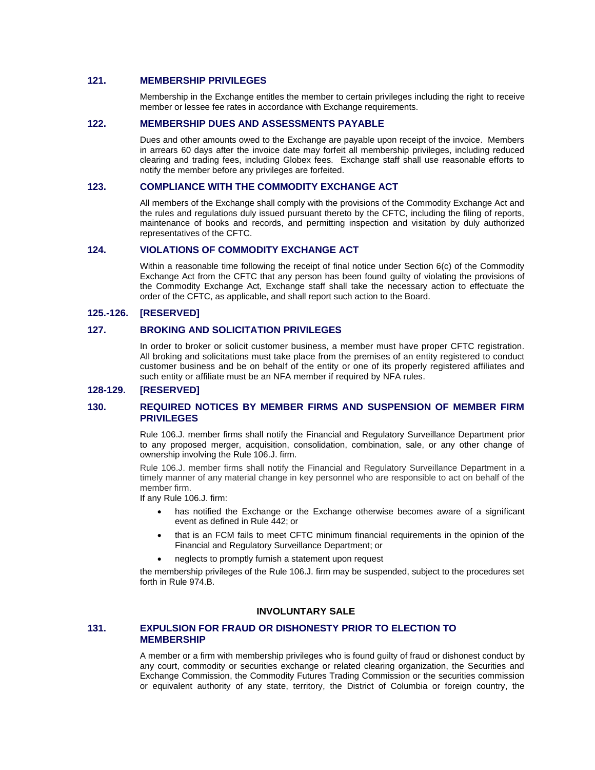### 121. MEMBERSHIP PRIVILEGES

Membership in the Exchange entitles the member to certain privileges including the right to receive member or lessee fee rates in accordance with Exchange requirements.

### 122. MEMBERSHIP DUES AND ASSESSMENTS PAYABLE

Dues and other amounts owed to the Exchange are payable upon receipt of the invoice. Members in arrears 60 days after the invoice date may forfeit all membership privileges, including reduced clearing and trading fees, including Globex fees. Exchange staff shall use reasonable efforts to notify the member before any privileges are forfeited.

### 123. COMPLIANCE WITH THE COMMODITY EXCHANGE ACT

All members of the Exchange shall comply with the provisions of the Commodity Exchange Act and the rules and regulations duly issued pursuant thereto by the CFTC, including the filing of reports, maintenance of books and records, and permitting inspection and visitation by duly authorized representatives of the CFTC.

### 124. VIOLATIONS OF COMMODITY EXCHANGE ACT

Within a reasonable time following the receipt of final notice under Section 6(c) of the Commodity Exchange Act from the CFTC that any person has been found guilty of violating the provisions of the Commodity Exchange Act, Exchange staff shall take the necessary action to effectuate the order of the CFTC, as applicable, and shall report such action to the Board.

### 125.-126. [RESERVED]

### 127. BROKING AND SOLICITATION PRIVILEGES

In order to broker or solicit customer business, a member must have proper CFTC registration. All broking and solicitations must take place from the premises of an entity registered to conduct customer business and be on behalf of the entity or one of its properly registered affiliates and such entity or affiliate must be an NFA member if required by NFA rules.

### 128-129. [RESERVED]

### 130. REQUIRED NOTICES BY MEMBER FIRMS AND SUSPENSION OF MEMBER FIRM PRIVILEGES

Rule 106.J. member firms shall notify the Financial and Regulatory Surveillance Department prior to any proposed merger, acquisition, consolidation, combination, sale, or any other change of ownership involving the Rule 106.J. firm.

Rule 106.J. member firms shall notify the Financial and Regulatory Surveillance Department in a timely manner of any material change in key personnel who are responsible to act on behalf of the member firm.

If any Rule 106.J. firm:

- has notified the Exchange or the Exchange otherwise becomes aware of a significant event as defined in Rule 442; or
- that is an FCM fails to meet CFTC minimum financial requirements in the opinion of the Financial and Regulatory Surveillance Department; or
- neglects to promptly furnish a statement upon request

the membership privileges of the Rule 106.J. firm may be suspended, subject to the procedures set forth in Rule 974.B.

## INVOLUNTARY SALE

### 131. EXPULSION FOR FRAUD OR DISHONESTY PRIOR TO ELECTION TO MEMBERSHIP

A member or a firm with membership privileges who is found guilty of fraud or dishonest conduct by any court, commodity or securities exchange or related clearing organization, the Securities and Exchange Commission, the Commodity Futures Trading Commission or the securities commission or equivalent authority of any state, territory, the District of Columbia or foreign country, the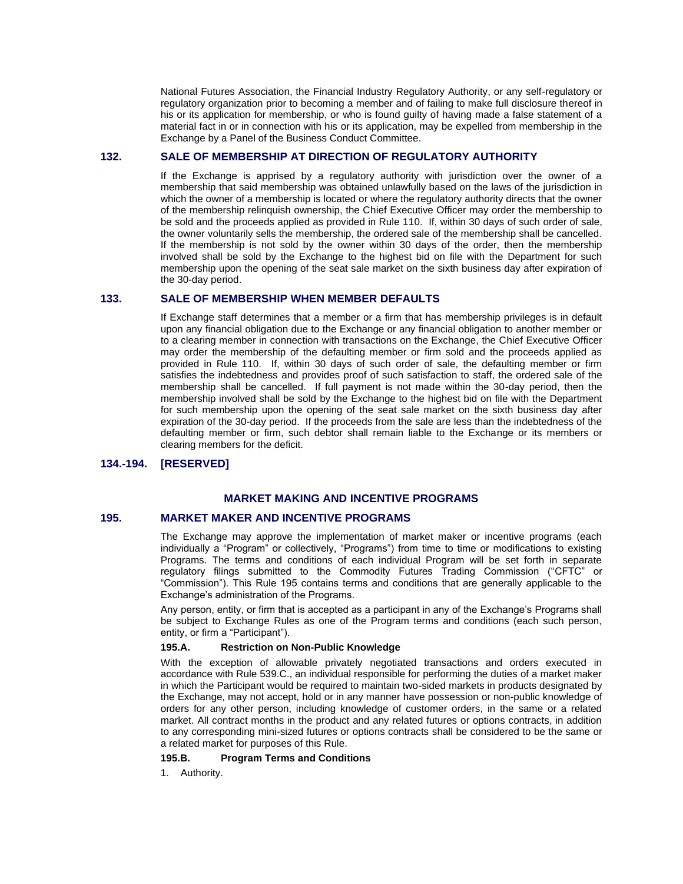National Futures Association, the Financial Industry Regulatory Authority, or any self-regulatory or regulatory organization prior to becoming a member and of failing to make full disclosure thereof in his or its application for membership, or who is found guilty of having made a false statement of a material fact in or in connection with his or its application, may be expelled from membership in the Exchange by a Panel of the Business Conduct Committee.

## 132. SALE OF MEMBERSHIP AT DIRECTION OF REGULATORY AUTHORITY

If the Exchange is apprised by a regulatory authority with jurisdiction over the owner of a membership that said membership was obtained unlawfully based on the laws of the jurisdiction in which the owner of a membership is located or where the regulatory authority directs that the owner of the membership relinquish ownership, the Chief Executive Officer may order the membership to be sold and the proceeds applied as provided in Rule 110. If, within 30 days of such order of sale, the owner voluntarily sells the membership, the ordered sale of the membership shall be cancelled. If the membership is not sold by the owner within 30 days of the order, then the membership involved shall be sold by the Exchange to the highest bid on file with the Department for such membership upon the opening of the seat sale market on the sixth business day after expiration of the 30-day period.

## 133. SALE OF MEMBERSHIP WHEN MEMBER DEFAULTS

If Exchange staff determines that a member or a firm that has membership privileges is in default upon any financial obligation due to the Exchange or any financial obligation to another member or to a clearing member in connection with transactions on the Exchange, the Chief Executive Officer may order the membership of the defaulting member or firm sold and the proceeds applied as provided in Rule 110. If, within 30 days of such order of sale, the defaulting member or firm satisfies the indebtedness and provides proof of such satisfaction to staff, the ordered sale of the membership shall be cancelled. If full payment is not made within the 30-day period, then the membership involved shall be sold by the Exchange to the highest bid on file with the Department for such membership upon the opening of the seat sale market on the sixth business day after expiration of the 30-day period. If the proceeds from the sale are less than the indebtedness of the defaulting member or firm, such debtor shall remain liable to the Exchange or its members or clearing members for the deficit.

## 134.-194. [RESERVED]

# MARKET MAKING AND INCENTIVE PROGRAMS

## 195. MARKET MAKER AND INCENTIVE PROGRAMS

The Exchange may approve the implementation of market maker or incentive programs (each individually a "Program" or collectively, "Programs") from time to time or modifications to existing Programs. The terms and conditions of each individual Program will be set forth in separate regulatory filings submitted to the Commodity Futures Trading Commission ("CFTC" or "Commission"). This Rule 195 contains terms and conditions that are generally applicable to the Exchange's administration of the Programs.

Any person, entity, or firm that is accepted as a participant in any of the Exchange's Programs shall be subject to Exchange Rules as one of the Program terms and conditions (each such person, entity, or firm a "Participant").

### 195.A. Restriction on Non-Public Knowledge

With the exception of allowable privately negotiated transactions and orders executed in accordance with Rule 539.C., an individual responsible for performing the duties of a market maker in which the Participant would be required to maintain two-sided markets in products designated by the Exchange, may not accept, hold or in any manner have possession or non-public knowledge of orders for any other person, including knowledge of customer orders, in the same or a related market. All contract months in the product and any related futures or options contracts, in addition to any corresponding mini-sized futures or options contracts shall be considered to be the same or a related market for purposes of this Rule.

### 195.B. Program Terms and Conditions

1. Authority.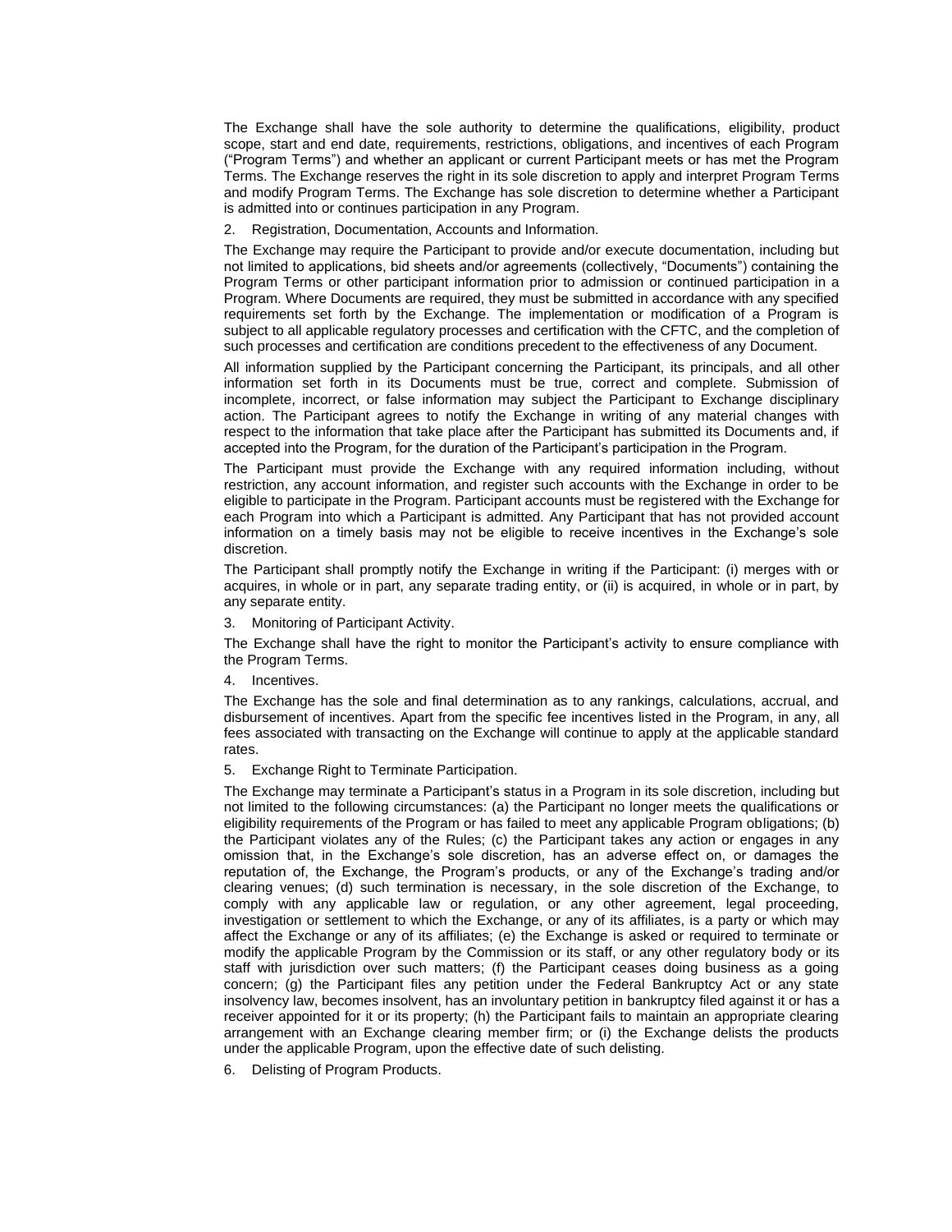The Exchange shall have the sole authority to determine the qualifications, eligibility, product scope, start and end date, requirements, restrictions, obligations, and incentives of each Program ("Program Terms") and whether an applicant or current Participant meets or has met the Program Terms. The Exchange reserves the right in its sole discretion to apply and interpret Program Terms and modify Program Terms. The Exchange has sole discretion to determine whether a Participant is admitted into or continues participation in any Program.

2. Registration, Documentation, Accounts and Information.

The Exchange may require the Participant to provide and/or execute documentation, including but not limited to applications, bid sheets and/or agreements (collectively, "Documents") containing the Program Terms or other participant information prior to admission or continued participation in a Program. Where Documents are required, they must be submitted in accordance with any specified requirements set forth by the Exchange. The implementation or modification of a Program is subject to all applicable regulatory processes and certification with the CFTC, and the completion of such processes and certification are conditions precedent to the effectiveness of any Document.

All information supplied by the Participant concerning the Participant, its principals, and all other information set forth in its Documents must be true, correct and complete. Submission of incomplete, incorrect, or false information may subject the Participant to Exchange disciplinary action. The Participant agrees to notify the Exchange in writing of any material changes with respect to the information that take place after the Participant has submitted its Documents and, if accepted into the Program, for the duration of the Participant's participation in the Program.

The Participant must provide the Exchange with any required information including, without restriction, any account information, and register such accounts with the Exchange in order to be eligible to participate in the Program. Participant accounts must be registered with the Exchange for each Program into which a Participant is admitted. Any Participant that has not provided account information on a timely basis may not be eligible to receive incentives in the Exchange's sole discretion.

The Participant shall promptly notify the Exchange in writing if the Participant: (i) merges with or acquires, in whole or in part, any separate trading entity, or (ii) is acquired, in whole or in part, by any separate entity.

3. Monitoring of Participant Activity.

The Exchange shall have the right to monitor the Participant's activity to ensure compliance with the Program Terms.

4. Incentives.

The Exchange has the sole and final determination as to any rankings, calculations, accrual, and disbursement of incentives. Apart from the specific fee incentives listed in the Program, in any, all fees associated with transacting on the Exchange will continue to apply at the applicable standard rates.

5. Exchange Right to Terminate Participation.

The Exchange may terminate a Participant's status in a Program in its sole discretion, including but not limited to the following circumstances: (a) the Participant no longer meets the qualifications or eligibility requirements of the Program or has failed to meet any applicable Program obligations; (b) the Participant violates any of the Rules; (c) the Participant takes any action or engages in any omission that, in the Exchange's sole discretion, has an adverse effect on, or damages the reputation of, the Exchange, the Program's products, or any of the Exchange's trading and/or clearing venues; (d) such termination is necessary, in the sole discretion of the Exchange, to comply with any applicable law or regulation, or any other agreement, legal proceeding, investigation or settlement to which the Exchange, or any of its affiliates, is a party or which may affect the Exchange or any of its affiliates; (e) the Exchange is asked or required to terminate or modify the applicable Program by the Commission or its staff, or any other regulatory body or its staff with jurisdiction over such matters; (f) the Participant ceases doing business as a going concern; (g) the Participant files any petition under the Federal Bankruptcy Act or any state insolvency law, becomes insolvent, has an involuntary petition in bankruptcy filed against it or has a receiver appointed for it or its property; (h) the Participant fails to maintain an appropriate clearing arrangement with an Exchange clearing member firm; or (i) the Exchange delists the products under the applicable Program, upon the effective date of such delisting.

6. Delisting of Program Products.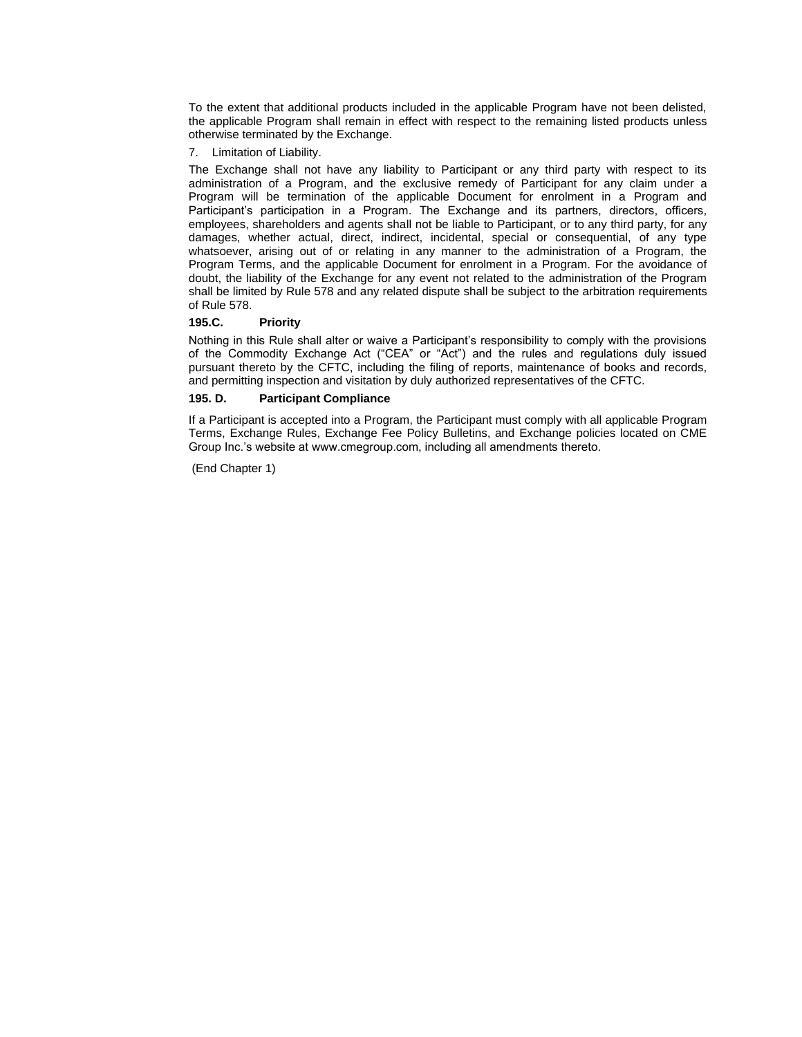To the extent that additional products included in the applicable Program have not been delisted, the applicable Program shall remain in effect with respect to the remaining listed products unless otherwise terminated by the Exchange.

7. Limitation of Liability.

The Exchange shall not have any liability to Participant or any third party with respect to its administration of a Program, and the exclusive remedy of Participant for any claim under a Program will be termination of the applicable Document for enrolment in a Program and Participant's participation in a Program. The Exchange and its partners, directors, officers, employees, shareholders and agents shall not be liable to Participant, or to any third party, for any damages, whether actual, direct, indirect, incidental, special or consequential, of any type whatsoever, arising out of or relating in any manner to the administration of a Program, the Program Terms, and the applicable Document for enrolment in a Program. For the avoidance of doubt, the liability of the Exchange for any event not related to the administration of the Program shall be limited by Rule 578 and any related dispute shall be subject to the arbitration requirements of Rule 578.

**195.C. Priority**

Nothing in this Rule shall alter or waive a Participant's responsibility to comply with the provisions of the Commodity Exchange Act ("CEA" or "Act") and the rules and regulations duly issued pursuant thereto by the CFTC, including the filing of reports, maintenance of books and records, and permitting inspection and visitation by duly authorized representatives of the CFTC.

**195. D. Participant Compliance**

If a Participant is accepted into a Program, the Participant must comply with all applicable Program Terms, Exchange Rules, Exchange Fee Policy Bulletins, and Exchange policies located on CME Group Inc.'s website at www.cmegroup.com, including all amendments thereto.

(End Chapter 1)